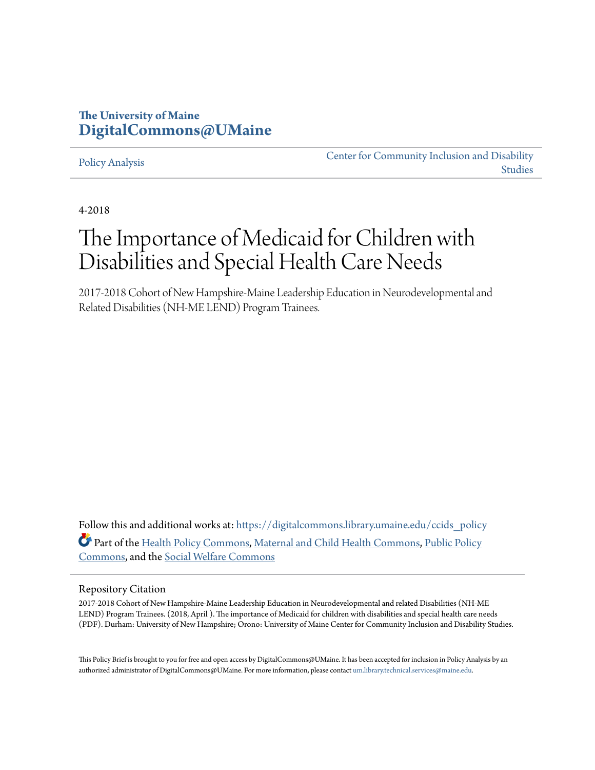**The University of Maine**
**DigitalCommons@UMaine**

Policy Analysis | Center for Community Inclusion and Disability Studies

4-2018

# The Importance of Medicaid for Children with Disabilities and Special Health Care Needs

2017-2018 Cohort of New Hampshire-Maine Leadership Education in Neurodevelopmental and Related Disabilities (NH-ME LEND) Program Trainees.

Follow this and additional works at: https://digitalcommons.library.umaine.edu/ccids_policy

Part of the Health Policy Commons, Maternal and Child Health Commons, Public Policy Commons, and the Social Welfare Commons

## Repository Citation

2017-2018 Cohort of New Hampshire-Maine Leadership Education in Neurodevelopmental and related Disabilities (NH-ME LEND) Program Trainees. (2018, April ). The importance of Medicaid for children with disabilities and special health care needs (PDF). Durham: University of New Hampshire; Orono: University of Maine Center for Community Inclusion and Disability Studies.

This Policy Brief is brought to you for free and open access by DigitalCommons@UMaine. It has been accepted for inclusion in Policy Analysis by an authorized administrator of DigitalCommons@UMaine. For more information, please contact um.library.technical.services@maine.edu.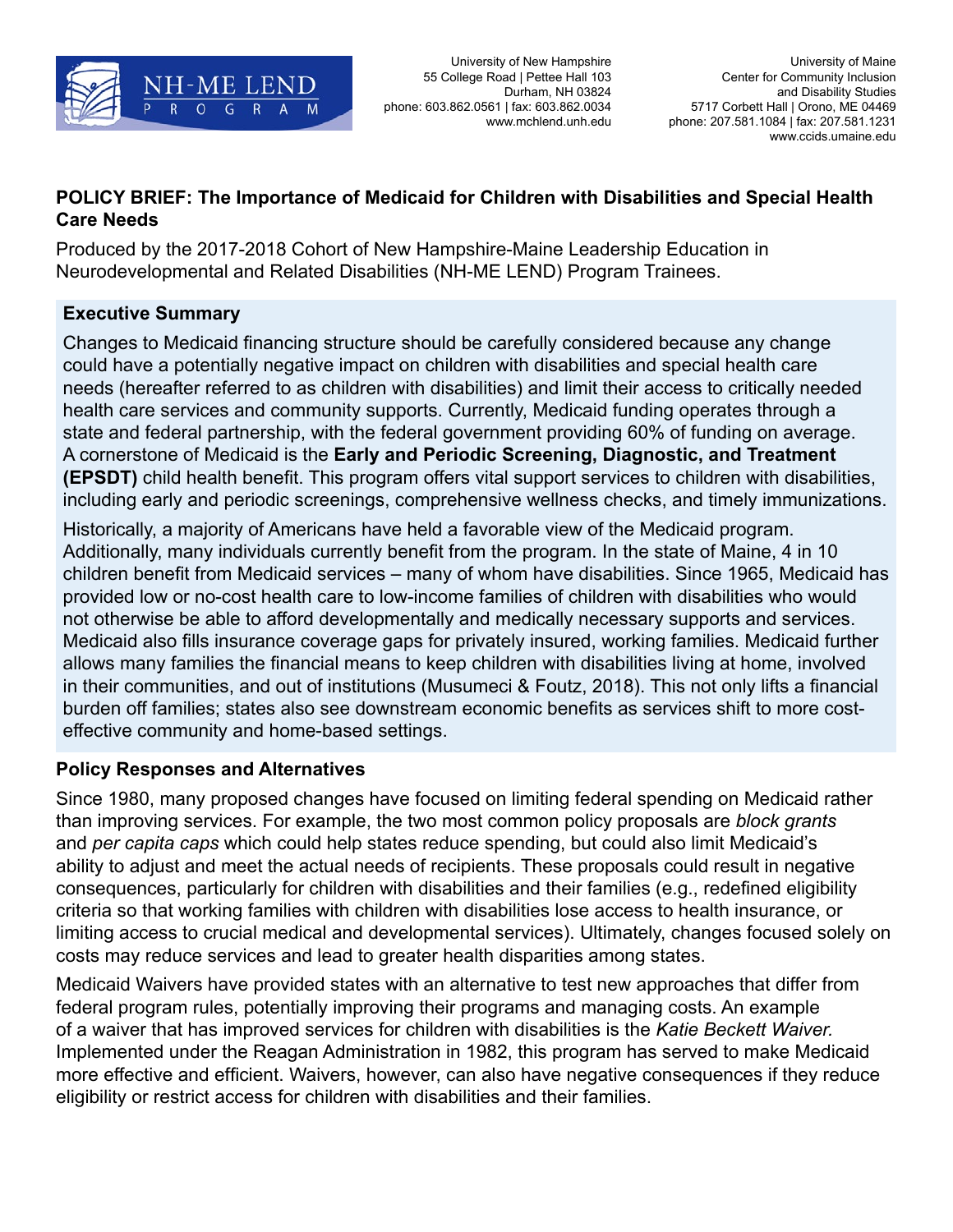University of New Hampshire
55 College Road | Pettee Hall 103
Durham, NH 03824
phone: 603.862.0561 | fax: 603.862.0034
www.mchlend.unh.edu

University of Maine
Center for Community Inclusion
and Disability Studies
5717 Corbett Hall | Orono, ME 04469
phone: 207.581.1084 | fax: 207.581.1231
www.ccids.umaine.edu

**POLICY BRIEF: The Importance of Medicaid for Children with Disabilities and Special Health Care Needs**

Produced by the 2017-2018 Cohort of New Hampshire-Maine Leadership Education in Neurodevelopmental and Related Disabilities (NH-ME LEND) Program Trainees.

### Executive Summary

Changes to Medicaid financing structure should be carefully considered because any change could have a potentially negative impact on children with disabilities and special health care needs (hereafter referred to as children with disabilities) and limit their access to critically needed health care services and community supports. Currently, Medicaid funding operates through a state and federal partnership, with the federal government providing 60% of funding on average. A cornerstone of Medicaid is the **Early and Periodic Screening, Diagnostic, and Treatment (EPSDT)** child health benefit. This program offers vital support services to children with disabilities, including early and periodic screenings, comprehensive wellness checks, and timely immunizations.

Historically, a majority of Americans have held a favorable view of the Medicaid program. Additionally, many individuals currently benefit from the program. In the state of Maine, 4 in 10 children benefit from Medicaid services – many of whom have disabilities. Since 1965, Medicaid has provided low or no-cost health care to low-income families of children with disabilities who would not otherwise be able to afford developmentally and medically necessary supports and services. Medicaid also fills insurance coverage gaps for privately insured, working families. Medicaid further allows many families the financial means to keep children with disabilities living at home, involved in their communities, and out of institutions (Musumeci & Foutz, 2018). This not only lifts a financial burden off families; states also see downstream economic benefits as services shift to more cost-effective community and home-based settings.

### Policy Responses and Alternatives

Since 1980, many proposed changes have focused on limiting federal spending on Medicaid rather than improving services. For example, the two most common policy proposals are *block grants* and *per capita caps* which could help states reduce spending, but could also limit Medicaid's ability to adjust and meet the actual needs of recipients. These proposals could result in negative consequences, particularly for children with disabilities and their families (e.g., redefined eligibility criteria so that working families with children with disabilities lose access to health insurance, or limiting access to crucial medical and developmental services). Ultimately, changes focused solely on costs may reduce services and lead to greater health disparities among states.

Medicaid Waivers have provided states with an alternative to test new approaches that differ from federal program rules, potentially improving their programs and managing costs. An example of a waiver that has improved services for children with disabilities is the *Katie Beckett Waiver.* Implemented under the Reagan Administration in 1982, this program has served to make Medicaid more effective and efficient. Waivers, however, can also have negative consequences if they reduce eligibility or restrict access for children with disabilities and their families.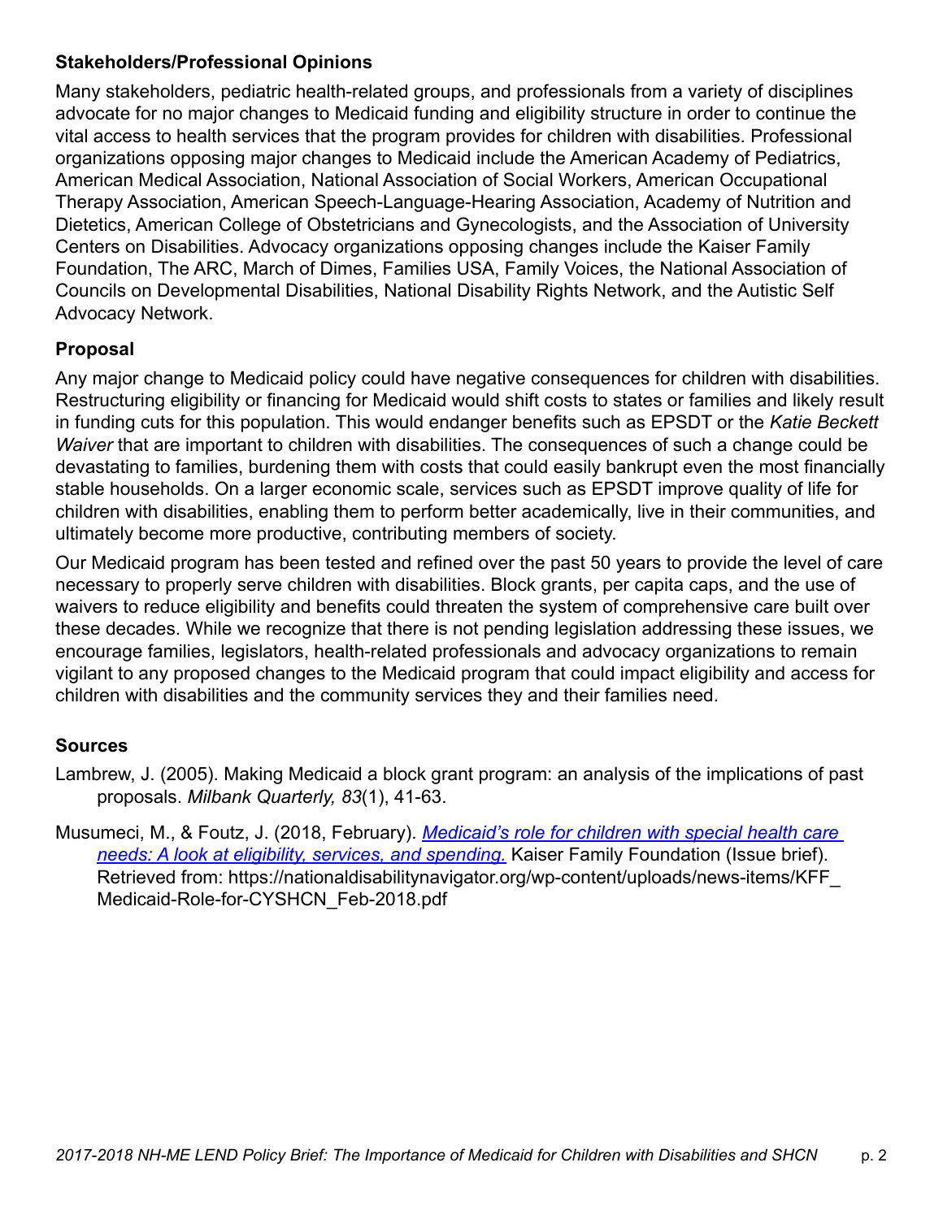## Stakeholders/Professional Opinions

Many stakeholders, pediatric health-related groups, and professionals from a variety of disciplines advocate for no major changes to Medicaid funding and eligibility structure in order to continue the vital access to health services that the program provides for children with disabilities. Professional organizations opposing major changes to Medicaid include the American Academy of Pediatrics, American Medical Association, National Association of Social Workers, American Occupational Therapy Association, American Speech-Language-Hearing Association, Academy of Nutrition and Dietetics, American College of Obstetricians and Gynecologists, and the Association of University Centers on Disabilities. Advocacy organizations opposing changes include the Kaiser Family Foundation, The ARC, March of Dimes, Families USA, Family Voices, the National Association of Councils on Developmental Disabilities, National Disability Rights Network, and the Autistic Self Advocacy Network.

## Proposal

Any major change to Medicaid policy could have negative consequences for children with disabilities. Restructuring eligibility or financing for Medicaid would shift costs to states or families and likely result in funding cuts for this population. This would endanger benefits such as EPSDT or the *Katie Beckett Waiver* that are important to children with disabilities. The consequences of such a change could be devastating to families, burdening them with costs that could easily bankrupt even the most financially stable households. On a larger economic scale, services such as EPSDT improve quality of life for children with disabilities, enabling them to perform better academically, live in their communities, and ultimately become more productive, contributing members of society.

Our Medicaid program has been tested and refined over the past 50 years to provide the level of care necessary to properly serve children with disabilities. Block grants, per capita caps, and the use of waivers to reduce eligibility and benefits could threaten the system of comprehensive care built over these decades. While we recognize that there is not pending legislation addressing these issues, we encourage families, legislators, health-related professionals and advocacy organizations to remain vigilant to any proposed changes to the Medicaid program that could impact eligibility and access for children with disabilities and the community services they and their families need.

## Sources

Lambrew, J. (2005). Making Medicaid a block grant program: an analysis of the implications of past proposals. *Milbank Quarterly, 83*(1), 41-63.

Musumeci, M., & Foutz, J. (2018, February). *Medicaid's role for children with special health care needs: A look at eligibility, services, and spending.* Kaiser Family Foundation (Issue brief). Retrieved from: https://nationaldisabilitynavigator.org/wp-content/uploads/news-items/KFF_Medicaid-Role-for-CYSHCN_Feb-2018.pdf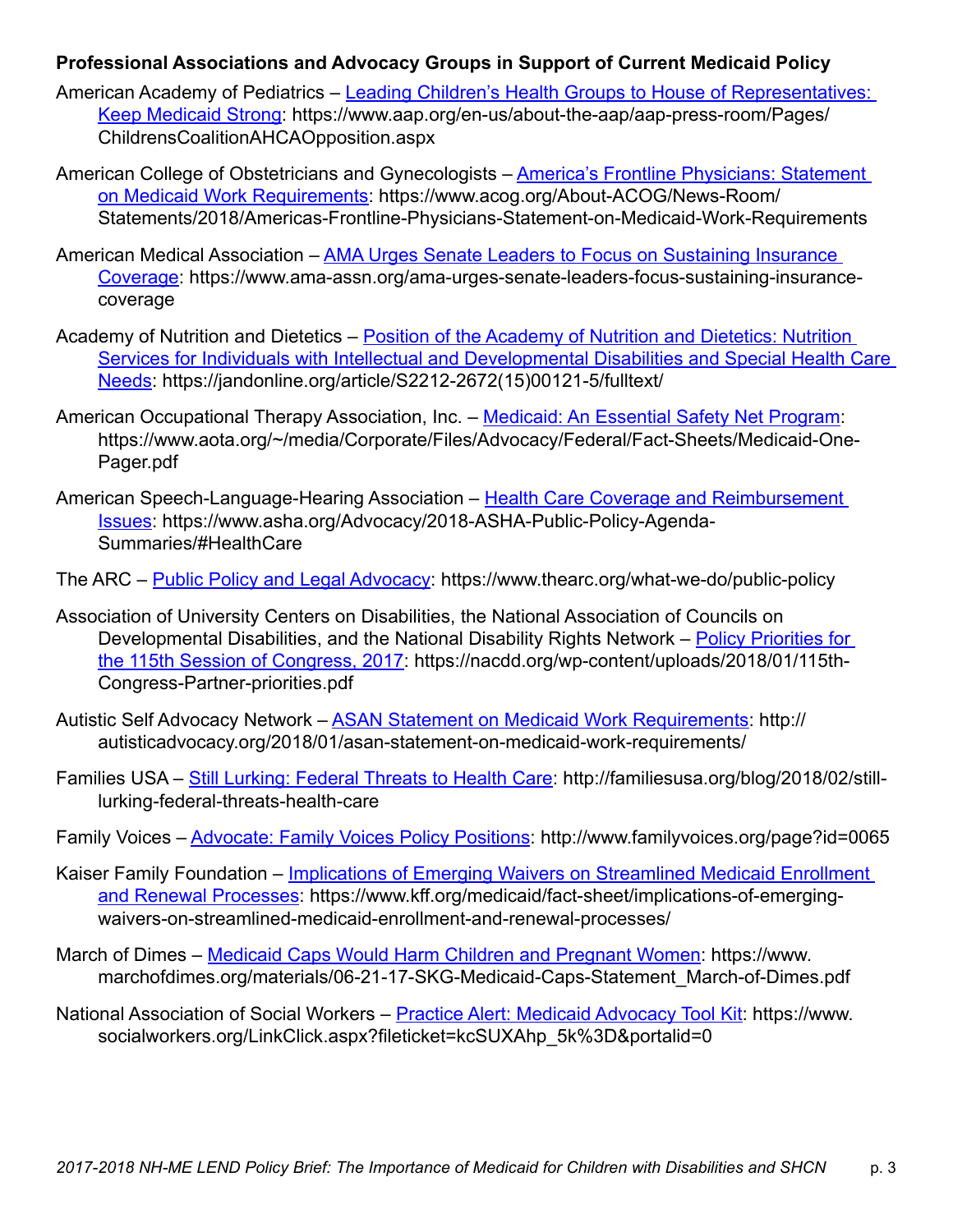**Professional Associations and Advocacy Groups in Support of Current Medicaid Policy**

American Academy of Pediatrics – [Leading Children's Health Groups to House of Representatives: Keep Medicaid Strong](https://www.aap.org/en-us/about-the-aap/aap-press-room/Pages/ChildrensCoalitionAHCAOpposition.aspx): https://www.aap.org/en-us/about-the-aap/aap-press-room/Pages/ChildrensCoalitionAHCAOpposition.aspx

American College of Obstetricians and Gynecologists – [America's Frontline Physicians: Statement on Medicaid Work Requirements](https://www.acog.org/About-ACOG/News-Room/Statements/2018/Americas-Frontline-Physicians-Statement-on-Medicaid-Work-Requirements): https://www.acog.org/About-ACOG/News-Room/Statements/2018/Americas-Frontline-Physicians-Statement-on-Medicaid-Work-Requirements

American Medical Association – [AMA Urges Senate Leaders to Focus on Sustaining Insurance Coverage](https://www.ama-assn.org/ama-urges-senate-leaders-focus-sustaining-insurance-coverage): https://www.ama-assn.org/ama-urges-senate-leaders-focus-sustaining-insurance-coverage

Academy of Nutrition and Dietetics – [Position of the Academy of Nutrition and Dietetics: Nutrition Services for Individuals with Intellectual and Developmental Disabilities and Special Health Care Needs](https://jandonline.org/article/S2212-2672(15)00121-5/fulltext/): https://jandonline.org/article/S2212-2672(15)00121-5/fulltext/

American Occupational Therapy Association, Inc. – [Medicaid: An Essential Safety Net Program](https://www.aota.org/~/media/Corporate/Files/Advocacy/Federal/Fact-Sheets/Medicaid-One-Pager.pdf): https://www.aota.org/~/media/Corporate/Files/Advocacy/Federal/Fact-Sheets/Medicaid-One-Pager.pdf

American Speech-Language-Hearing Association – [Health Care Coverage and Reimbursement Issues](https://www.asha.org/Advocacy/2018-ASHA-Public-Policy-Agenda-Summaries/#HealthCare): https://www.asha.org/Advocacy/2018-ASHA-Public-Policy-Agenda-Summaries/#HealthCare

The ARC – [Public Policy and Legal Advocacy](https://www.thearc.org/what-we-do/public-policy): https://www.thearc.org/what-we-do/public-policy

Association of University Centers on Disabilities, the National Association of Councils on Developmental Disabilities, and the National Disability Rights Network – [Policy Priorities for the 115th Session of Congress, 2017](https://nacdd.org/wp-content/uploads/2018/01/115th-Congress-Partner-priorities.pdf): https://nacdd.org/wp-content/uploads/2018/01/115th-Congress-Partner-priorities.pdf

Autistic Self Advocacy Network – [ASAN Statement on Medicaid Work Requirements](http://autisticadvocacy.org/2018/01/asan-statement-on-medicaid-work-requirements/): http://autisticadvocacy.org/2018/01/asan-statement-on-medicaid-work-requirements/

Families USA – [Still Lurking: Federal Threats to Health Care](http://familiesusa.org/blog/2018/02/still-lurking-federal-threats-health-care): http://familiesusa.org/blog/2018/02/still-lurking-federal-threats-health-care

Family Voices – [Advocate: Family Voices Policy Positions](http://www.familyvoices.org/page?id=0065): http://www.familyvoices.org/page?id=0065

Kaiser Family Foundation – [Implications of Emerging Waivers on Streamlined Medicaid Enrollment and Renewal Processes](https://www.kff.org/medicaid/fact-sheet/implications-of-emerging-waivers-on-streamlined-medicaid-enrollment-and-renewal-processes/): https://www.kff.org/medicaid/fact-sheet/implications-of-emerging-waivers-on-streamlined-medicaid-enrollment-and-renewal-processes/

March of Dimes – [Medicaid Caps Would Harm Children and Pregnant Women](https://www.marchofdimes.org/materials/06-21-17-SKG-Medicaid-Caps-Statement_March-of-Dimes.pdf): https://www.marchofdimes.org/materials/06-21-17-SKG-Medicaid-Caps-Statement_March-of-Dimes.pdf

National Association of Social Workers – [Practice Alert: Medicaid Advocacy Tool Kit](https://www.socialworkers.org/LinkClick.aspx?fileticket=kcSUXAhp_5k%3D&portalid=0): https://www.socialworkers.org/LinkClick.aspx?fileticket=kcSUXAhp_5k%3D&portalid=0